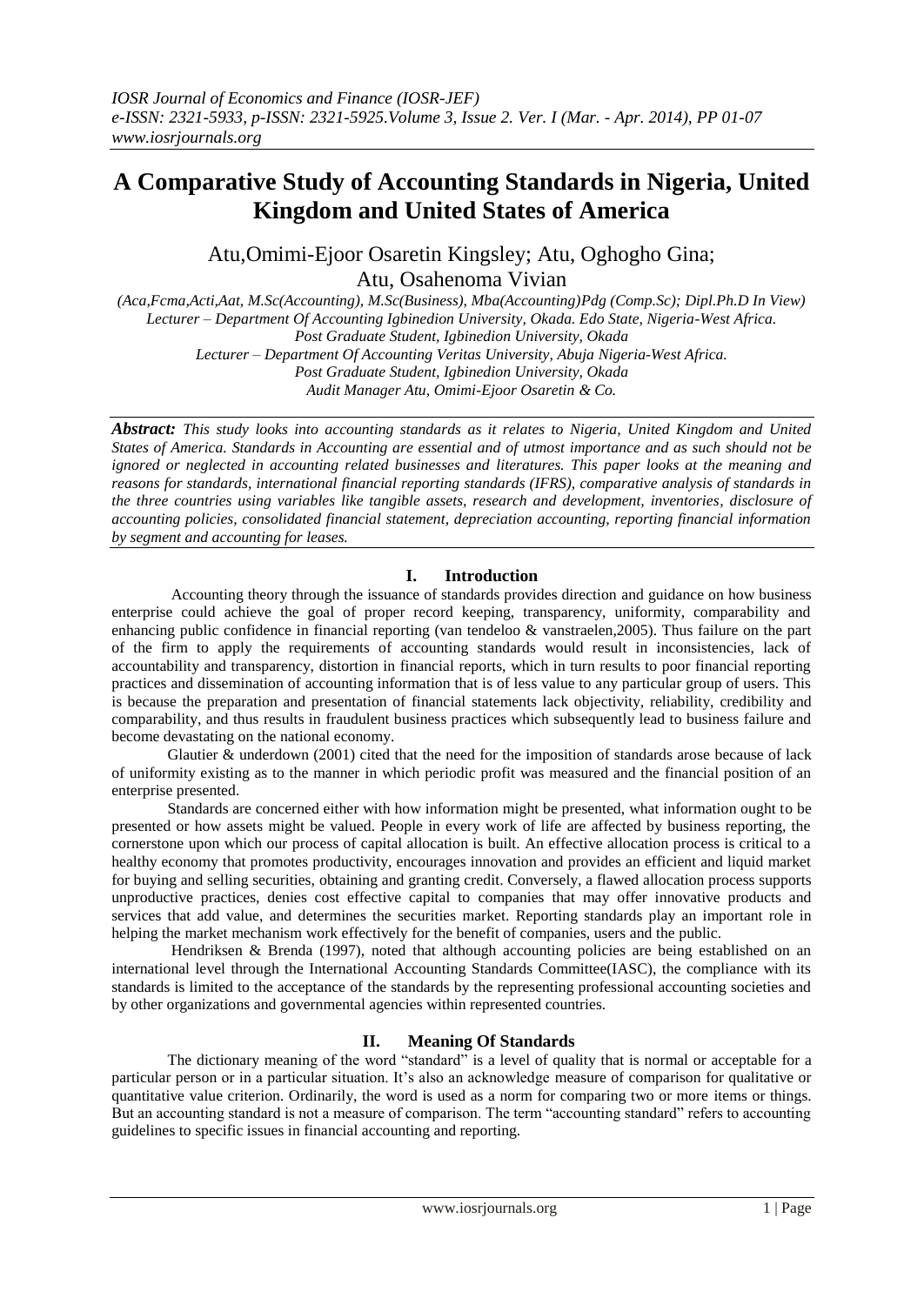# A Comparative Study of Accounting Standards in Nigeria, United Kingdom and United States of America

Atu,Omimi-Ejoor Osaretin Kingsley; Atu, Oghogho Gina; Atu, Osahenoma Vivian

*(Aca,Fcma,Acti,Aat, M.Sc(Accounting), M.Sc(Business), Mba(Accounting)Pdg (Comp.Sc); Dipl.Ph.D In View)*
*Lecturer – Department Of Accounting Igbinedion University, Okada. Edo State, Nigeria-West Africa.*
*Post Graduate Student, Igbinedion University, Okada*
*Lecturer – Department Of Accounting Veritas University, Abuja Nigeria-West Africa.*
*Post Graduate Student, Igbinedion University, Okada*
*Audit Manager Atu, Omimi-Ejoor Osaretin & Co.*

***Abstract:*** *This study looks into accounting standards as it relates to Nigeria, United Kingdom and United States of America. Standards in Accounting are essential and of utmost importance and as such should not be ignored or neglected in accounting related businesses and literatures. This paper looks at the meaning and reasons for standards, international financial reporting standards (IFRS), comparative analysis of standards in the three countries using variables like tangible assets, research and development, inventories, disclosure of accounting policies, consolidated financial statement, depreciation accounting, reporting financial information by segment and accounting for leases.*

## I. Introduction

Accounting theory through the issuance of standards provides direction and guidance on how business enterprise could achieve the goal of proper record keeping, transparency, uniformity, comparability and enhancing public confidence in financial reporting (van tendeloo & vanstraelen,2005). Thus failure on the part of the firm to apply the requirements of accounting standards would result in inconsistencies, lack of accountability and transparency, distortion in financial reports, which in turn results to poor financial reporting practices and dissemination of accounting information that is of less value to any particular group of users. This is because the preparation and presentation of financial statements lack objectivity, reliability, credibility and comparability, and thus results in fraudulent business practices which subsequently lead to business failure and become devastating on the national economy.

Glautier & underdown (2001) cited that the need for the imposition of standards arose because of lack of uniformity existing as to the manner in which periodic profit was measured and the financial position of an enterprise presented.

Standards are concerned either with how information might be presented, what information ought to be presented or how assets might be valued. People in every work of life are affected by business reporting, the cornerstone upon which our process of capital allocation is built. An effective allocation process is critical to a healthy economy that promotes productivity, encourages innovation and provides an efficient and liquid market for buying and selling securities, obtaining and granting credit. Conversely, a flawed allocation process supports unproductive practices, denies cost effective capital to companies that may offer innovative products and services that add value, and determines the securities market. Reporting standards play an important role in helping the market mechanism work effectively for the benefit of companies, users and the public.

Hendriksen & Brenda (1997), noted that although accounting policies are being established on an international level through the International Accounting Standards Committee(IASC), the compliance with its standards is limited to the acceptance of the standards by the representing professional accounting societies and by other organizations and governmental agencies within represented countries.

## II. Meaning Of Standards

The dictionary meaning of the word "standard" is a level of quality that is normal or acceptable for a particular person or in a particular situation. It's also an acknowledge measure of comparison for qualitative or quantitative value criterion. Ordinarily, the word is used as a norm for comparing two or more items or things. But an accounting standard is not a measure of comparison. The term "accounting standard" refers to accounting guidelines to specific issues in financial accounting and reporting.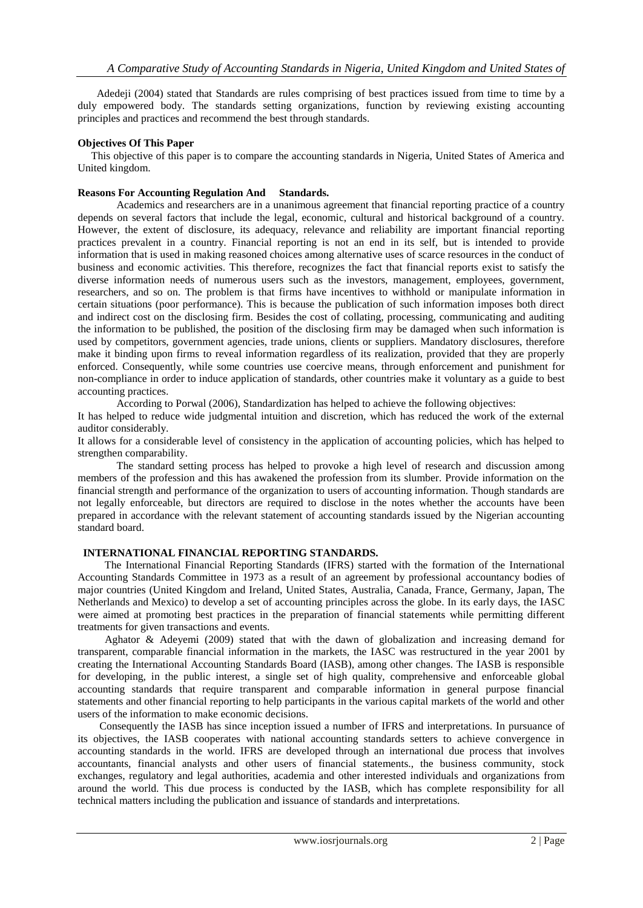Adedeji (2004) stated that Standards are rules comprising of best practices issued from time to time by a duly empowered body. The standards setting organizations, function by reviewing existing accounting principles and practices and recommend the best through standards.

**Objectives Of This Paper**

This objective of this paper is to compare the accounting standards in Nigeria, United States of America and United kingdom.

**Reasons For Accounting Regulation And Standards.**

Academics and researchers are in a unanimous agreement that financial reporting practice of a country depends on several factors that include the legal, economic, cultural and historical background of a country. However, the extent of disclosure, its adequacy, relevance and reliability are important financial reporting practices prevalent in a country. Financial reporting is not an end in its self, but is intended to provide information that is used in making reasoned choices among alternative uses of scarce resources in the conduct of business and economic activities. This therefore, recognizes the fact that financial reports exist to satisfy the diverse information needs of numerous users such as the investors, management, employees, government, researchers, and so on. The problem is that firms have incentives to withhold or manipulate information in certain situations (poor performance). This is because the publication of such information imposes both direct and indirect cost on the disclosing firm. Besides the cost of collating, processing, communicating and auditing the information to be published, the position of the disclosing firm may be damaged when such information is used by competitors, government agencies, trade unions, clients or suppliers. Mandatory disclosures, therefore make it binding upon firms to reveal information regardless of its realization, provided that they are properly enforced. Consequently, while some countries use coercive means, through enforcement and punishment for non-compliance in order to induce application of standards, other countries make it voluntary as a guide to best accounting practices.

According to Porwal (2006), Standardization has helped to achieve the following objectives:

It has helped to reduce wide judgmental intuition and discretion, which has reduced the work of the external auditor considerably.

It allows for a considerable level of consistency in the application of accounting policies, which has helped to strengthen comparability.

The standard setting process has helped to provoke a high level of research and discussion among members of the profession and this has awakened the profession from its slumber. Provide information on the financial strength and performance of the organization to users of accounting information. Though standards are not legally enforceable, but directors are required to disclose in the notes whether the accounts have been prepared in accordance with the relevant statement of accounting standards issued by the Nigerian accounting standard board.

**INTERNATIONAL FINANCIAL REPORTING STANDARDS.**

The International Financial Reporting Standards (IFRS) started with the formation of the International Accounting Standards Committee in 1973 as a result of an agreement by professional accountancy bodies of major countries (United Kingdom and Ireland, United States, Australia, Canada, France, Germany, Japan, The Netherlands and Mexico) to develop a set of accounting principles across the globe. In its early days, the IASC were aimed at promoting best practices in the preparation of financial statements while permitting different treatments for given transactions and events.

Aghator & Adeyemi (2009) stated that with the dawn of globalization and increasing demand for transparent, comparable financial information in the markets, the IASC was restructured in the year 2001 by creating the International Accounting Standards Board (IASB), among other changes. The IASB is responsible for developing, in the public interest, a single set of high quality, comprehensive and enforceable global accounting standards that require transparent and comparable information in general purpose financial statements and other financial reporting to help participants in the various capital markets of the world and other users of the information to make economic decisions.

Consequently the IASB has since inception issued a number of IFRS and interpretations. In pursuance of its objectives, the IASB cooperates with national accounting standards setters to achieve convergence in accounting standards in the world. IFRS are developed through an international due process that involves accountants, financial analysts and other users of financial statements., the business community, stock exchanges, regulatory and legal authorities, academia and other interested individuals and organizations from around the world. This due process is conducted by the IASB, which has complete responsibility for all technical matters including the publication and issuance of standards and interpretations.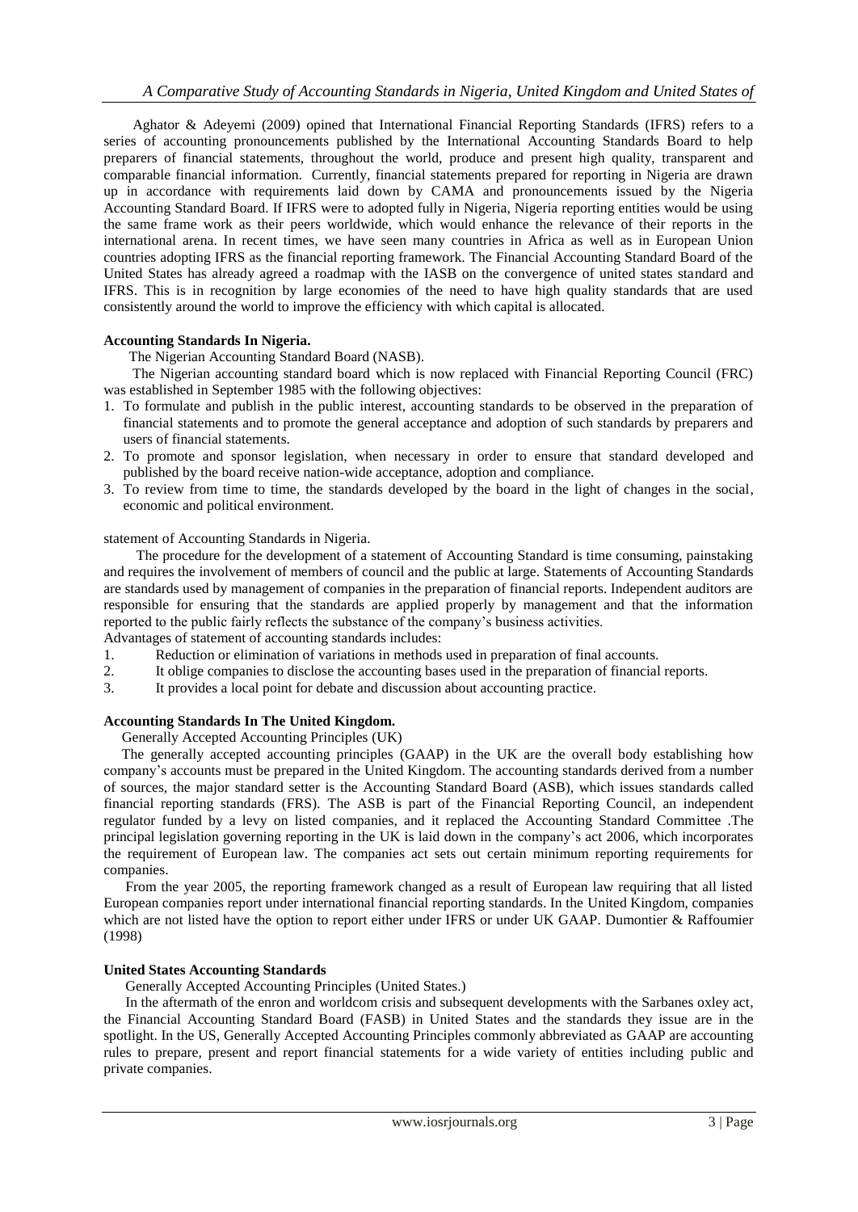Aghator & Adeyemi (2009) opined that International Financial Reporting Standards (IFRS) refers to a series of accounting pronouncements published by the International Accounting Standards Board to help preparers of financial statements, throughout the world, produce and present high quality, transparent and comparable financial information. Currently, financial statements prepared for reporting in Nigeria are drawn up in accordance with requirements laid down by CAMA and pronouncements issued by the Nigeria Accounting Standard Board. If IFRS were to adopted fully in Nigeria, Nigeria reporting entities would be using the same frame work as their peers worldwide, which would enhance the relevance of their reports in the international arena. In recent times, we have seen many countries in Africa as well as in European Union countries adopting IFRS as the financial reporting framework. The Financial Accounting Standard Board of the United States has already agreed a roadmap with the IASB on the convergence of united states standard and IFRS. This is in recognition by large economies of the need to have high quality standards that are used consistently around the world to improve the efficiency with which capital is allocated.

**Accounting Standards In Nigeria.**

The Nigerian Accounting Standard Board (NASB).

The Nigerian accounting standard board which is now replaced with Financial Reporting Council (FRC) was established in September 1985 with the following objectives:

1. To formulate and publish in the public interest, accounting standards to be observed in the preparation of financial statements and to promote the general acceptance and adoption of such standards by preparers and users of financial statements.
2. To promote and sponsor legislation, when necessary in order to ensure that standard developed and published by the board receive nation-wide acceptance, adoption and compliance.
3. To review from time to time, the standards developed by the board in the light of changes in the social, economic and political environment.

statement of Accounting Standards in Nigeria.

The procedure for the development of a statement of Accounting Standard is time consuming, painstaking and requires the involvement of members of council and the public at large. Statements of Accounting Standards are standards used by management of companies in the preparation of financial reports. Independent auditors are responsible for ensuring that the standards are applied properly by management and that the information reported to the public fairly reflects the substance of the company's business activities.

Advantages of statement of accounting standards includes:

1. Reduction or elimination of variations in methods used in preparation of final accounts.
2. It oblige companies to disclose the accounting bases used in the preparation of financial reports.
3. It provides a local point for debate and discussion about accounting practice.

**Accounting Standards In The United Kingdom.**

Generally Accepted Accounting Principles (UK)

The generally accepted accounting principles (GAAP) in the UK are the overall body establishing how company's accounts must be prepared in the United Kingdom. The accounting standards derived from a number of sources, the major standard setter is the Accounting Standard Board (ASB), which issues standards called financial reporting standards (FRS). The ASB is part of the Financial Reporting Council, an independent regulator funded by a levy on listed companies, and it replaced the Accounting Standard Committee .The principal legislation governing reporting in the UK is laid down in the company's act 2006, which incorporates the requirement of European law. The companies act sets out certain minimum reporting requirements for companies.

From the year 2005, the reporting framework changed as a result of European law requiring that all listed European companies report under international financial reporting standards. In the United Kingdom, companies which are not listed have the option to report either under IFRS or under UK GAAP. Dumontier & Raffoumier (1998)

**United States Accounting Standards**

Generally Accepted Accounting Principles (United States.)

In the aftermath of the enron and worldcom crisis and subsequent developments with the Sarbanes oxley act, the Financial Accounting Standard Board (FASB) in United States and the standards they issue are in the spotlight. In the US, Generally Accepted Accounting Principles commonly abbreviated as GAAP are accounting rules to prepare, present and report financial statements for a wide variety of entities including public and private companies.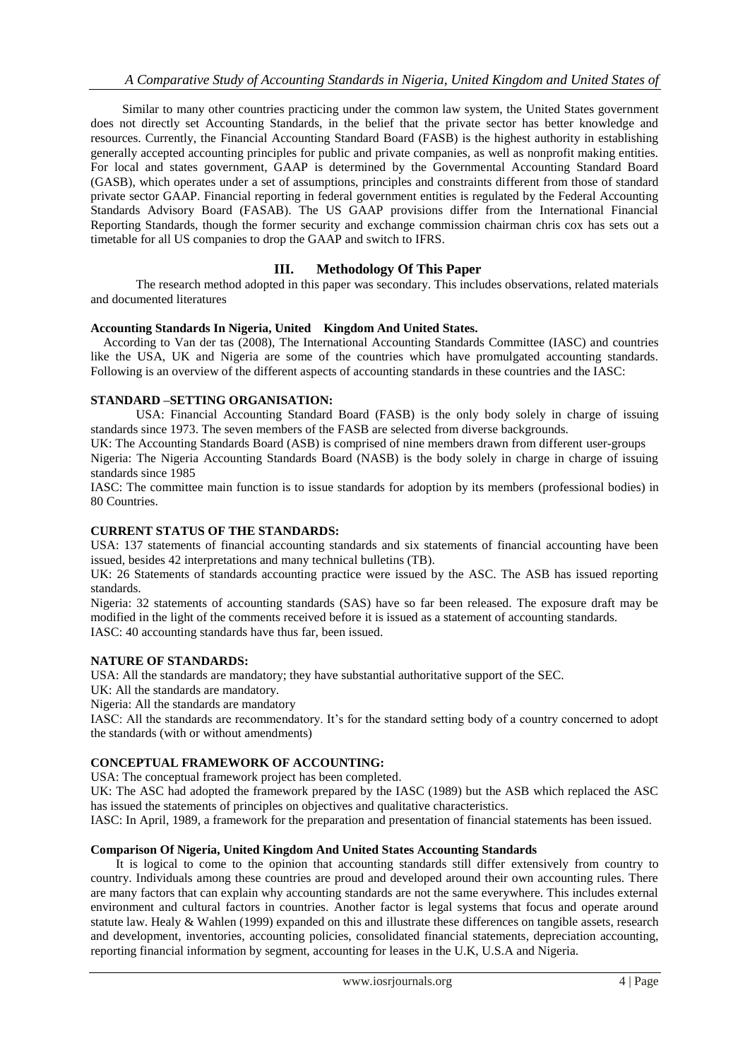Similar to many other countries practicing under the common law system, the United States government does not directly set Accounting Standards, in the belief that the private sector has better knowledge and resources. Currently, the Financial Accounting Standard Board (FASB) is the highest authority in establishing generally accepted accounting principles for public and private companies, as well as nonprofit making entities. For local and states government, GAAP is determined by the Governmental Accounting Standard Board (GASB), which operates under a set of assumptions, principles and constraints different from those of standard private sector GAAP. Financial reporting in federal government entities is regulated by the Federal Accounting Standards Advisory Board (FASAB). The US GAAP provisions differ from the International Financial Reporting Standards, though the former security and exchange commission chairman chris cox has sets out a timetable for all US companies to drop the GAAP and switch to IFRS.

## III. Methodology Of This Paper

The research method adopted in this paper was secondary. This includes observations, related materials and documented literatures

### Accounting Standards In Nigeria, United Kingdom And United States.

According to Van der tas (2008), The International Accounting Standards Committee (IASC) and countries like the USA, UK and Nigeria are some of the countries which have promulgated accounting standards. Following is an overview of the different aspects of accounting standards in these countries and the IASC:

### STANDARD –SETTING ORGANISATION:

USA: Financial Accounting Standard Board (FASB) is the only body solely in charge of issuing standards since 1973. The seven members of the FASB are selected from diverse backgrounds.

UK: The Accounting Standards Board (ASB) is comprised of nine members drawn from different user-groups

Nigeria: The Nigeria Accounting Standards Board (NASB) is the body solely in charge in charge of issuing standards since 1985

IASC: The committee main function is to issue standards for adoption by its members (professional bodies) in 80 Countries.

### CURRENT STATUS OF THE STANDARDS:

USA: 137 statements of financial accounting standards and six statements of financial accounting have been issued, besides 42 interpretations and many technical bulletins (TB).

UK: 26 Statements of standards accounting practice were issued by the ASC. The ASB has issued reporting standards.

Nigeria: 32 statements of accounting standards (SAS) have so far been released. The exposure draft may be modified in the light of the comments received before it is issued as a statement of accounting standards.

IASC: 40 accounting standards have thus far, been issued.

### NATURE OF STANDARDS:

USA: All the standards are mandatory; they have substantial authoritative support of the SEC.

UK: All the standards are mandatory.

Nigeria: All the standards are mandatory

IASC: All the standards are recommendatory. It's for the standard setting body of a country concerned to adopt the standards (with or without amendments)

### CONCEPTUAL FRAMEWORK OF ACCOUNTING:

USA: The conceptual framework project has been completed.

UK: The ASC had adopted the framework prepared by the IASC (1989) but the ASB which replaced the ASC has issued the statements of principles on objectives and qualitative characteristics.

IASC: In April, 1989, a framework for the preparation and presentation of financial statements has been issued.

### Comparison Of Nigeria, United Kingdom And United States Accounting Standards

It is logical to come to the opinion that accounting standards still differ extensively from country to country. Individuals among these countries are proud and developed around their own accounting rules. There are many factors that can explain why accounting standards are not the same everywhere. This includes external environment and cultural factors in countries. Another factor is legal systems that focus and operate around statute law. Healy & Wahlen (1999) expanded on this and illustrate these differences on tangible assets, research and development, inventories, accounting policies, consolidated financial statements, depreciation accounting, reporting financial information by segment, accounting for leases in the U.K, U.S.A and Nigeria.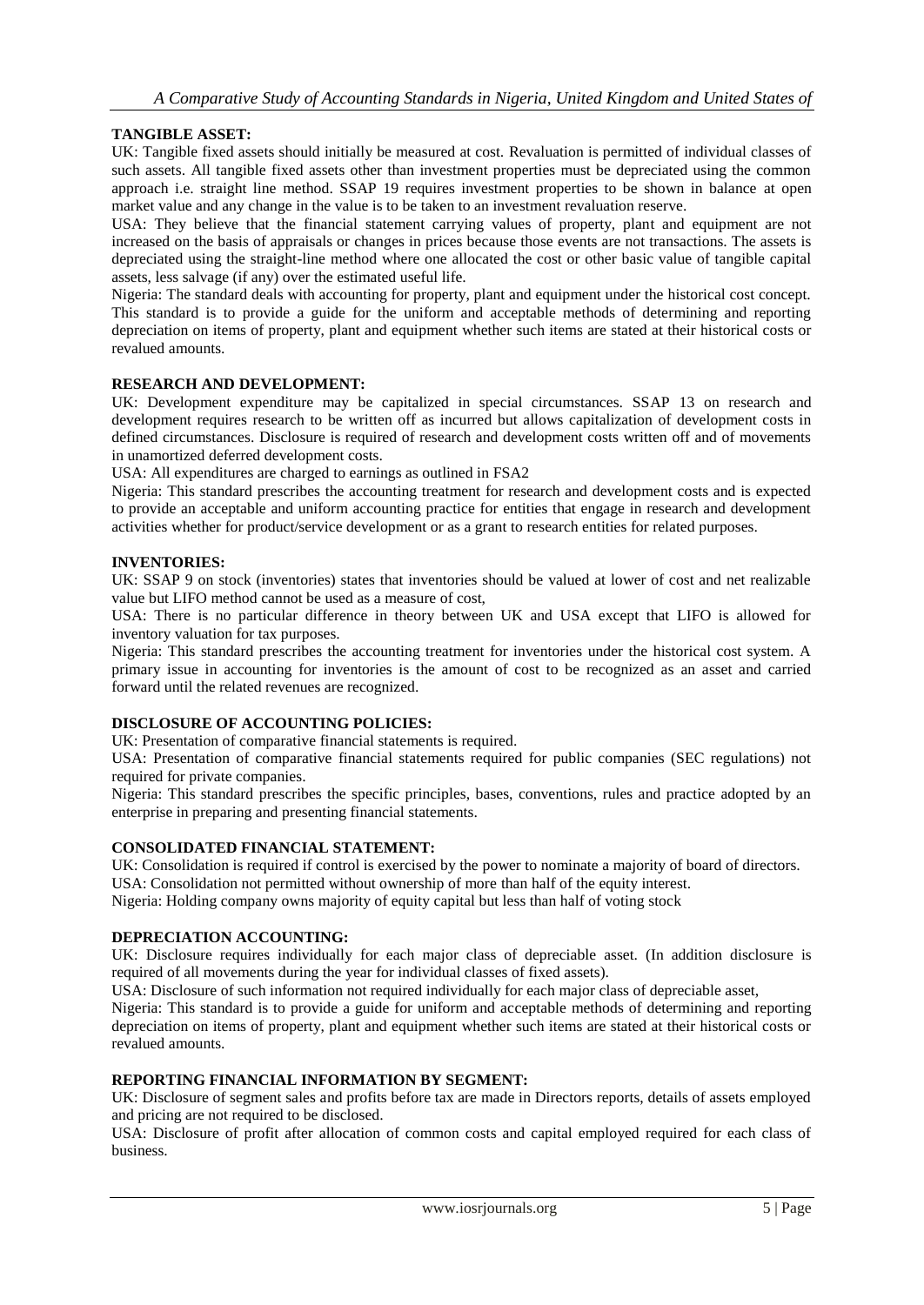**TANGIBLE ASSET:**

UK: Tangible fixed assets should initially be measured at cost. Revaluation is permitted of individual classes of such assets. All tangible fixed assets other than investment properties must be depreciated using the common approach i.e. straight line method. SSAP 19 requires investment properties to be shown in balance at open market value and any change in the value is to be taken to an investment revaluation reserve.

USA: They believe that the financial statement carrying values of property, plant and equipment are not increased on the basis of appraisals or changes in prices because those events are not transactions. The assets is depreciated using the straight-line method where one allocated the cost or other basic value of tangible capital assets, less salvage (if any) over the estimated useful life.

Nigeria: The standard deals with accounting for property, plant and equipment under the historical cost concept. This standard is to provide a guide for the uniform and acceptable methods of determining and reporting depreciation on items of property, plant and equipment whether such items are stated at their historical costs or revalued amounts.

**RESEARCH AND DEVELOPMENT:**

UK: Development expenditure may be capitalized in special circumstances. SSAP 13 on research and development requires research to be written off as incurred but allows capitalization of development costs in defined circumstances. Disclosure is required of research and development costs written off and of movements in unamortized deferred development costs.

USA: All expenditures are charged to earnings as outlined in FSA2

Nigeria: This standard prescribes the accounting treatment for research and development costs and is expected to provide an acceptable and uniform accounting practice for entities that engage in research and development activities whether for product/service development or as a grant to research entities for related purposes.

**INVENTORIES:**

UK: SSAP 9 on stock (inventories) states that inventories should be valued at lower of cost and net realizable value but LIFO method cannot be used as a measure of cost,

USA: There is no particular difference in theory between UK and USA except that LIFO is allowed for inventory valuation for tax purposes.

Nigeria: This standard prescribes the accounting treatment for inventories under the historical cost system. A primary issue in accounting for inventories is the amount of cost to be recognized as an asset and carried forward until the related revenues are recognized.

**DISCLOSURE OF ACCOUNTING POLICIES:**

UK: Presentation of comparative financial statements is required.

USA: Presentation of comparative financial statements required for public companies (SEC regulations) not required for private companies.

Nigeria: This standard prescribes the specific principles, bases, conventions, rules and practice adopted by an enterprise in preparing and presenting financial statements.

**CONSOLIDATED FINANCIAL STATEMENT:**

UK: Consolidation is required if control is exercised by the power to nominate a majority of board of directors.

USA: Consolidation not permitted without ownership of more than half of the equity interest.

Nigeria: Holding company owns majority of equity capital but less than half of voting stock

**DEPRECIATION ACCOUNTING:**

UK: Disclosure requires individually for each major class of depreciable asset. (In addition disclosure is required of all movements during the year for individual classes of fixed assets).

USA: Disclosure of such information not required individually for each major class of depreciable asset,

Nigeria: This standard is to provide a guide for uniform and acceptable methods of determining and reporting depreciation on items of property, plant and equipment whether such items are stated at their historical costs or revalued amounts.

**REPORTING FINANCIAL INFORMATION BY SEGMENT:**

UK: Disclosure of segment sales and profits before tax are made in Directors reports, details of assets employed and pricing are not required to be disclosed.

USA: Disclosure of profit after allocation of common costs and capital employed required for each class of business.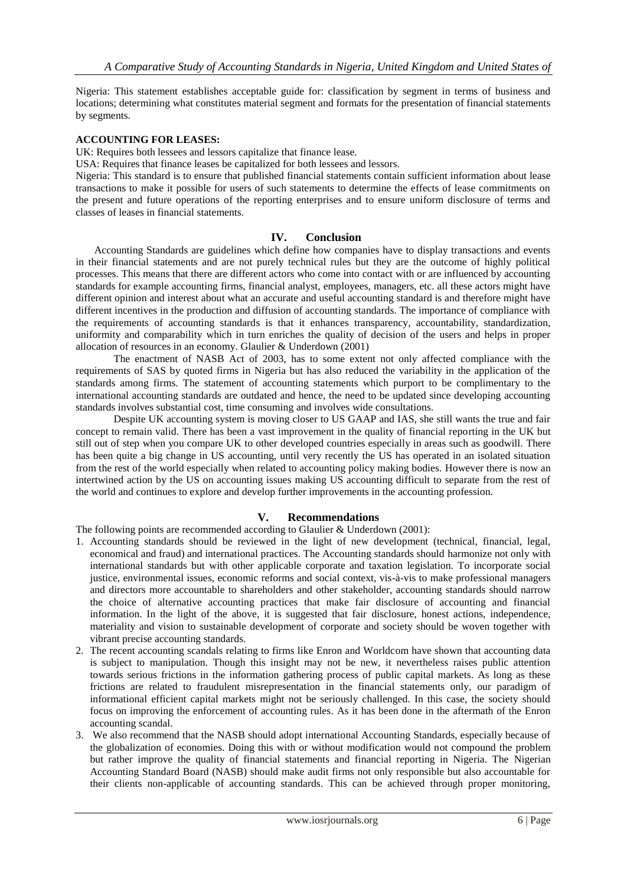Nigeria: This statement establishes acceptable guide for: classification by segment in terms of business and locations; determining what constitutes material segment and formats for the presentation of financial statements by segments.

**ACCOUNTING FOR LEASES:**

UK: Requires both lessees and lessors capitalize that finance lease.

USA: Requires that finance leases be capitalized for both lessees and lessors.

Nigeria: This standard is to ensure that published financial statements contain sufficient information about lease transactions to make it possible for users of such statements to determine the effects of lease commitments on the present and future operations of the reporting enterprises and to ensure uniform disclosure of terms and classes of leases in financial statements.

## IV. Conclusion

Accounting Standards are guidelines which define how companies have to display transactions and events in their financial statements and are not purely technical rules but they are the outcome of highly political processes. This means that there are different actors who come into contact with or are influenced by accounting standards for example accounting firms, financial analyst, employees, managers, etc. all these actors might have different opinion and interest about what an accurate and useful accounting standard is and therefore might have different incentives in the production and diffusion of accounting standards. The importance of compliance with the requirements of accounting standards is that it enhances transparency, accountability, standardization, uniformity and comparability which in turn enriches the quality of decision of the users and helps in proper allocation of resources in an economy. Glaulier & Underdown (2001)

The enactment of NASB Act of 2003, has to some extent not only affected compliance with the requirements of SAS by quoted firms in Nigeria but has also reduced the variability in the application of the standards among firms. The statement of accounting statements which purport to be complimentary to the international accounting standards are outdated and hence, the need to be updated since developing accounting standards involves substantial cost, time consuming and involves wide consultations.

Despite UK accounting system is moving closer to US GAAP and IAS, she still wants the true and fair concept to remain valid. There has been a vast improvement in the quality of financial reporting in the UK but still out of step when you compare UK to other developed countries especially in areas such as goodwill. There has been quite a big change in US accounting, until very recently the US has operated in an isolated situation from the rest of the world especially when related to accounting policy making bodies. However there is now an intertwined action by the US on accounting issues making US accounting difficult to separate from the rest of the world and continues to explore and develop further improvements in the accounting profession.

## V. Recommendations

The following points are recommended according to Glaulier & Underdown (2001):

1. Accounting standards should be reviewed in the light of new development (technical, financial, legal, economical and fraud) and international practices. The Accounting standards should harmonize not only with international standards but with other applicable corporate and taxation legislation. To incorporate social justice, environmental issues, economic reforms and social context, vis-à-vis to make professional managers and directors more accountable to shareholders and other stakeholder, accounting standards should narrow the choice of alternative accounting practices that make fair disclosure of accounting and financial information. In the light of the above, it is suggested that fair disclosure, honest actions, independence, materiality and vision to sustainable development of corporate and society should be woven together with vibrant precise accounting standards.
2. The recent accounting scandals relating to firms like Enron and Worldcom have shown that accounting data is subject to manipulation. Though this insight may not be new, it nevertheless raises public attention towards serious frictions in the information gathering process of public capital markets. As long as these frictions are related to fraudulent misrepresentation in the financial statements only, our paradigm of informational efficient capital markets might not be seriously challenged. In this case, the society should focus on improving the enforcement of accounting rules. As it has been done in the aftermath of the Enron accounting scandal.
3. We also recommend that the NASB should adopt international Accounting Standards, especially because of the globalization of economies. Doing this with or without modification would not compound the problem but rather improve the quality of financial statements and financial reporting in Nigeria. The Nigerian Accounting Standard Board (NASB) should make audit firms not only responsible but also accountable for their clients non-applicable of accounting standards. This can be achieved through proper monitoring,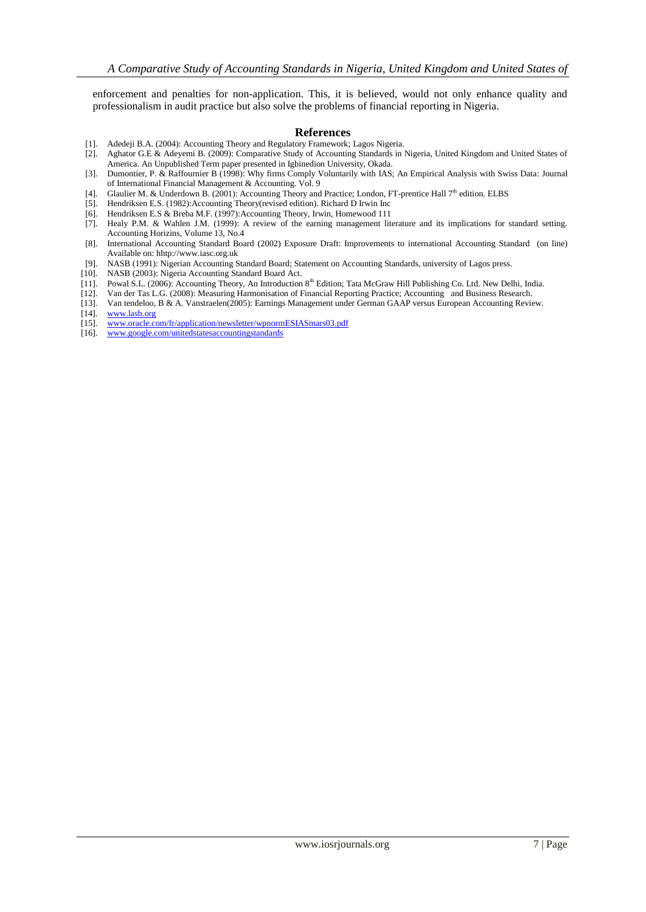enforcement and penalties for non-application. This, it is believed, would not only enhance quality and professionalism in audit practice but also solve the problems of financial reporting in Nigeria.

## References

[1]. Adedeji B.A. (2004): Accounting Theory and Regulatory Framework; Lagos Nigeria.
[2]. Aghator G.E & Adeyemi B. (2009): Comparative Study of Accounting Standards in Nigeria, United Kingdom and United States of America. An Unpublished Term paper presented in Igbinedion University, Okada.
[3]. Dumontier, P. & Raffournier B (1998): Why firms Comply Voluntarily with IAS; An Empirical Analysis with Swiss Data: Journal of International Financial Management & Accounting. Vol. 9
[4]. Glaulier M. & Underdown B. (2001): Accounting Theory and Practice; London, FT-prentice Hall 7th edition. ELBS
[5]. Hendriksen E.S. (1982):Accounting Theory(revised edition). Richard D Irwin Inc
[6]. Hendriksen E.S & Breba M.F. (1997):Accounting Theory, Irwin, Homewood 111
[7]. Healy P.M. & Wahlen J.M. (1999): A review of the earning management literature and its implications for standard setting. Accounting Horizins, Volume 13, No.4
[8]. International Accounting Standard Board (2002) Exposure Draft: Improvements to international Accounting Standard (on line) Available on: hhtp://www.iasc.org.uk
[9]. NASB (1991): Nigerian Accounting Standard Board; Statement on Accounting Standards, university of Lagos press.
[10]. NASB (2003): Nigeria Accounting Standard Board Act.
[11]. Powal S.L. (2006): Accounting Theory, An Introduction 8th Edition; Tata McGraw Hill Publishing Co. Ltd. New Delhi, India.
[12]. Van der Tas L.G. (2008): Measuring Harmonisation of Financial Reporting Practice; Accounting and Business Research.
[13]. Van tendeloo, B & A. Vanstraelen(2005): Earnings Management under German GAAP versus European Accounting Review.
[14]. www.lasb.org
[15]. www.oracle.com/fr/application/newsletter/wpnormESIASmars03.pdf
[16]. www.google.com/unitedstatesaccountingstandards